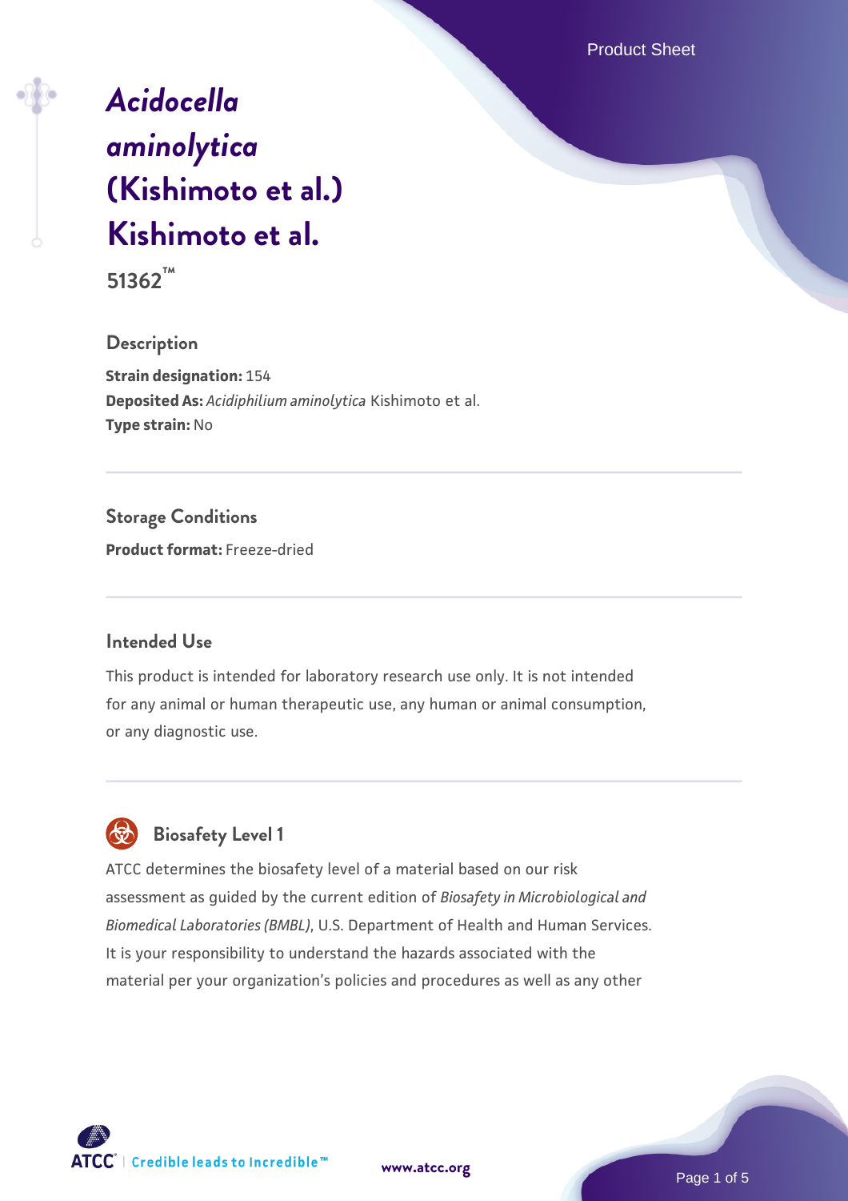# *Acidocella aminolytica* (Kishimoto et al.) Kishimoto et al.

**51362™**

## Description

**Strain designation:** 154
**Deposited As:** *Acidiphilium aminolytica* Kishimoto et al.
**Type strain:** No

## Storage Conditions

**Product format:** Freeze-dried

## Intended Use

This product is intended for laboratory research use only. It is not intended for any animal or human therapeutic use, any human or animal consumption, or any diagnostic use.

## Biosafety Level 1

ATCC determines the biosafety level of a material based on our risk assessment as guided by the current edition of *Biosafety in Microbiological and Biomedical Laboratories (BMBL)*, U.S. Department of Health and Human Services. It is your responsibility to understand the hazards associated with the material per your organization's policies and procedures as well as any other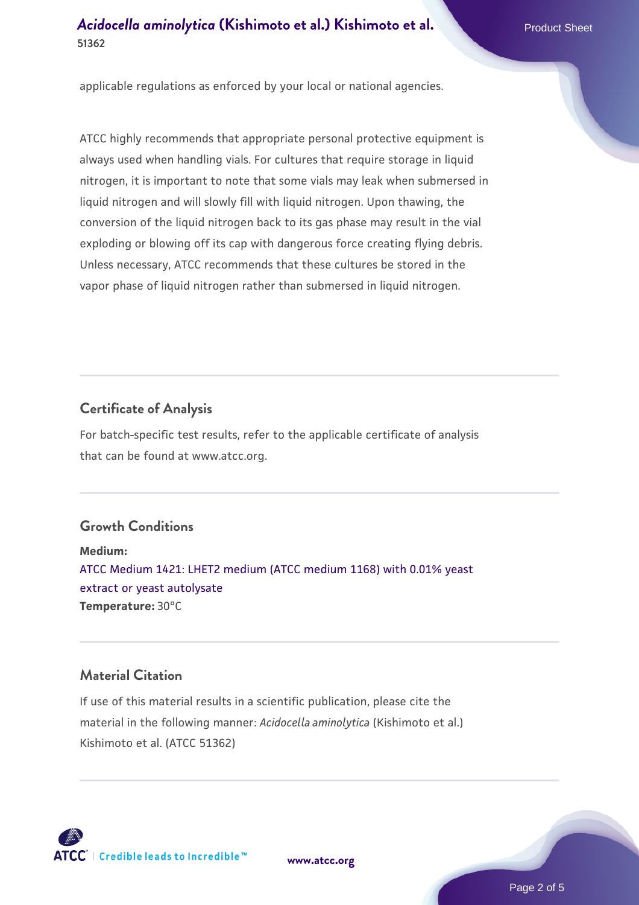applicable regulations as enforced by your local or national agencies.

ATCC highly recommends that appropriate personal protective equipment is always used when handling vials. For cultures that require storage in liquid nitrogen, it is important to note that some vials may leak when submersed in liquid nitrogen and will slowly fill with liquid nitrogen. Upon thawing, the conversion of the liquid nitrogen back to its gas phase may result in the vial exploding or blowing off its cap with dangerous force creating flying debris. Unless necessary, ATCC recommends that these cultures be stored in the vapor phase of liquid nitrogen rather than submersed in liquid nitrogen.

## Certificate of Analysis

For batch-specific test results, refer to the applicable certificate of analysis that can be found at www.atcc.org.

## Growth Conditions

**Medium:**
ATCC Medium 1421: LHET2 medium (ATCC medium 1168) with 0.01% yeast extract or yeast autolysate
**Temperature:** 30°C

## Material Citation

If use of this material results in a scientific publication, please cite the material in the following manner: *Acidocella aminolytica* (Kishimoto et al.) Kishimoto et al. (ATCC 51362)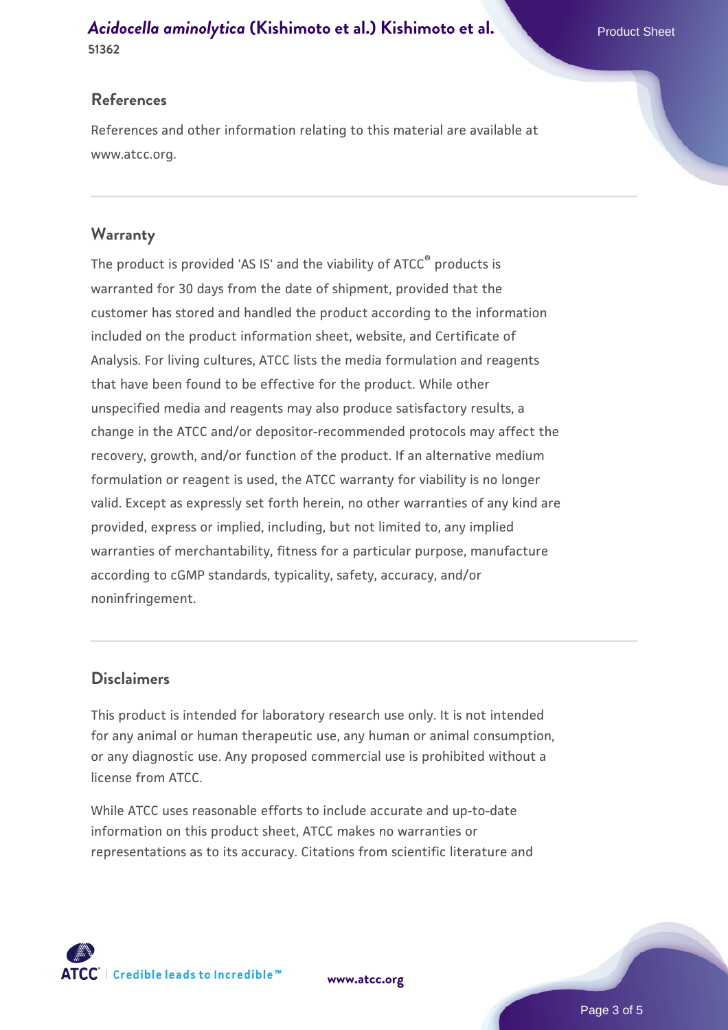## References

References and other information relating to this material are available at www.atcc.org.

## Warranty

The product is provided 'AS IS' and the viability of ATCC® products is warranted for 30 days from the date of shipment, provided that the customer has stored and handled the product according to the information included on the product information sheet, website, and Certificate of Analysis. For living cultures, ATCC lists the media formulation and reagents that have been found to be effective for the product. While other unspecified media and reagents may also produce satisfactory results, a change in the ATCC and/or depositor-recommended protocols may affect the recovery, growth, and/or function of the product. If an alternative medium formulation or reagent is used, the ATCC warranty for viability is no longer valid. Except as expressly set forth herein, no other warranties of any kind are provided, express or implied, including, but not limited to, any implied warranties of merchantability, fitness for a particular purpose, manufacture according to cGMP standards, typicality, safety, accuracy, and/or noninfringement.

## Disclaimers

This product is intended for laboratory research use only. It is not intended for any animal or human therapeutic use, any human or animal consumption, or any diagnostic use. Any proposed commercial use is prohibited without a license from ATCC.

While ATCC uses reasonable efforts to include accurate and up-to-date information on this product sheet, ATCC makes no warranties or representations as to its accuracy. Citations from scientific literature and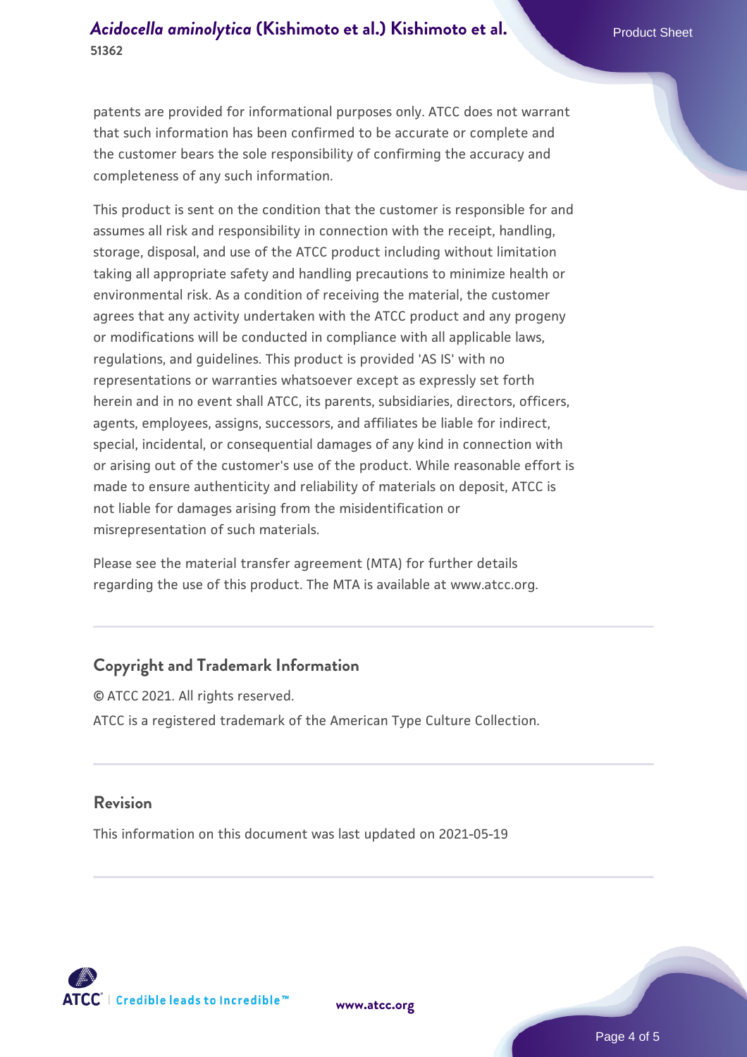patents are provided for informational purposes only. ATCC does not warrant that such information has been confirmed to be accurate or complete and the customer bears the sole responsibility of confirming the accuracy and completeness of any such information.

This product is sent on the condition that the customer is responsible for and assumes all risk and responsibility in connection with the receipt, handling, storage, disposal, and use of the ATCC product including without limitation taking all appropriate safety and handling precautions to minimize health or environmental risk. As a condition of receiving the material, the customer agrees that any activity undertaken with the ATCC product and any progeny or modifications will be conducted in compliance with all applicable laws, regulations, and guidelines. This product is provided 'AS IS' with no representations or warranties whatsoever except as expressly set forth herein and in no event shall ATCC, its parents, subsidiaries, directors, officers, agents, employees, assigns, successors, and affiliates be liable for indirect, special, incidental, or consequential damages of any kind in connection with or arising out of the customer's use of the product. While reasonable effort is made to ensure authenticity and reliability of materials on deposit, ATCC is not liable for damages arising from the misidentification or misrepresentation of such materials.

Please see the material transfer agreement (MTA) for further details regarding the use of this product. The MTA is available at www.atcc.org.

## Copyright and Trademark Information

© ATCC 2021. All rights reserved.

ATCC is a registered trademark of the American Type Culture Collection.

## Revision

This information on this document was last updated on 2021-05-19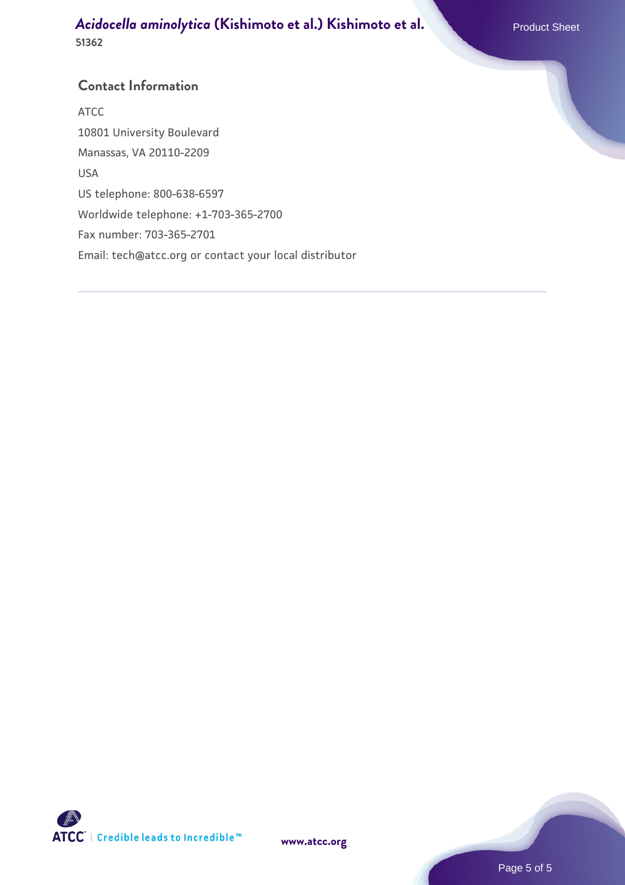## Contact Information

ATCC

10801 University Boulevard

Manassas, VA 20110-2209

USA

US telephone: 800-638-6597

Worldwide telephone: +1-703-365-2700

Fax number: 703-365-2701

Email: tech@atcc.org or contact your local distributor